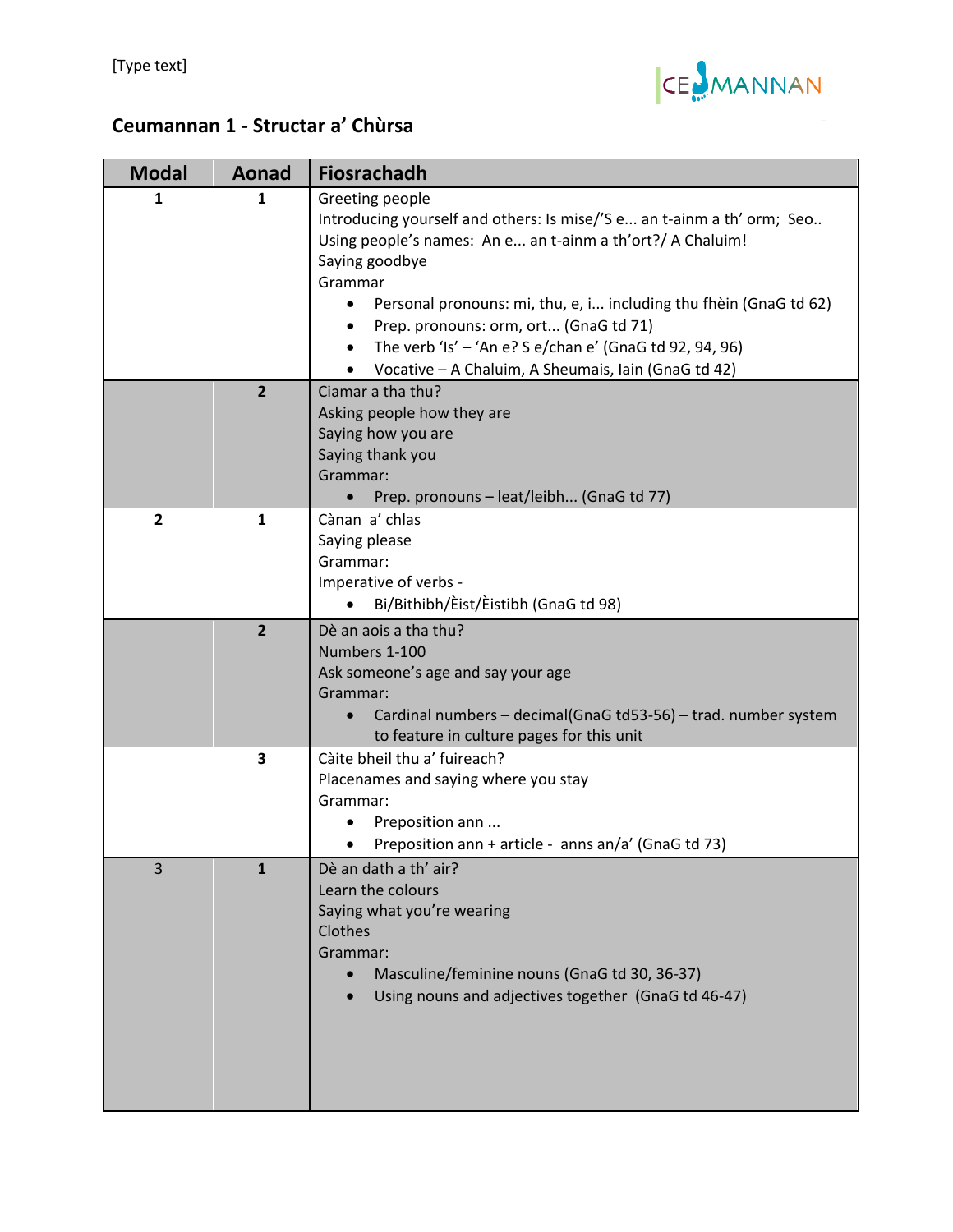# Ceumannan 1 - Structar a' Chùrsa

| Modal | Aonad | Fiosrachadh |
|---|---|---|
| 1 | 1 | Greeting people<br>Introducing yourself and others: Is mise/'S e... an t-ainm a th' orm; Seo..<br>Using people's names: An e... an t-ainm a th'ort?/ A Chaluim!<br>Saying goodbye<br>Grammar<br>• Personal pronouns: mi, thu, e, i... including thu fhèin (GnaG td 62)<br>• Prep. pronouns: orm, ort... (GnaG td 71)<br>• The verb 'Is' – 'An e? S e/chan e' (GnaG td 92, 94, 96)<br>• Vocative – A Chaluim, A Sheumais, Iain (GnaG td 42) |
| | 2 | Ciamar a tha thu?<br>Asking people how they are<br>Saying how you are<br>Saying thank you<br>Grammar:<br>• Prep. pronouns – leat/leibh... (GnaG td 77) |
| 2 | 1 | Cànan a' chlas<br>Saying please<br>Grammar:<br>Imperative of verbs -<br>• Bi/Bithibh/Èist/Èistibh (GnaG td 98) |
| | 2 | Dè an aois a tha thu?<br>Numbers 1-100<br>Ask someone's age and say your age<br>Grammar:<br>• Cardinal numbers – decimal(GnaG td53-56) – trad. number system to feature in culture pages for this unit |
| | 3 | Càite bheil thu a' fuireach?<br>Placenames and saying where you stay<br>Grammar:<br>• Preposition ann ...<br>• Preposition ann + article - anns an/a' (GnaG td 73) |
| 3 | 1 | Dè an dath a th' air?<br>Learn the colours<br>Saying what you're wearing<br>Clothes<br>Grammar:<br>• Masculine/feminine nouns (GnaG td 30, 36-37)<br>• Using nouns and adjectives together (GnaG td 46-47) |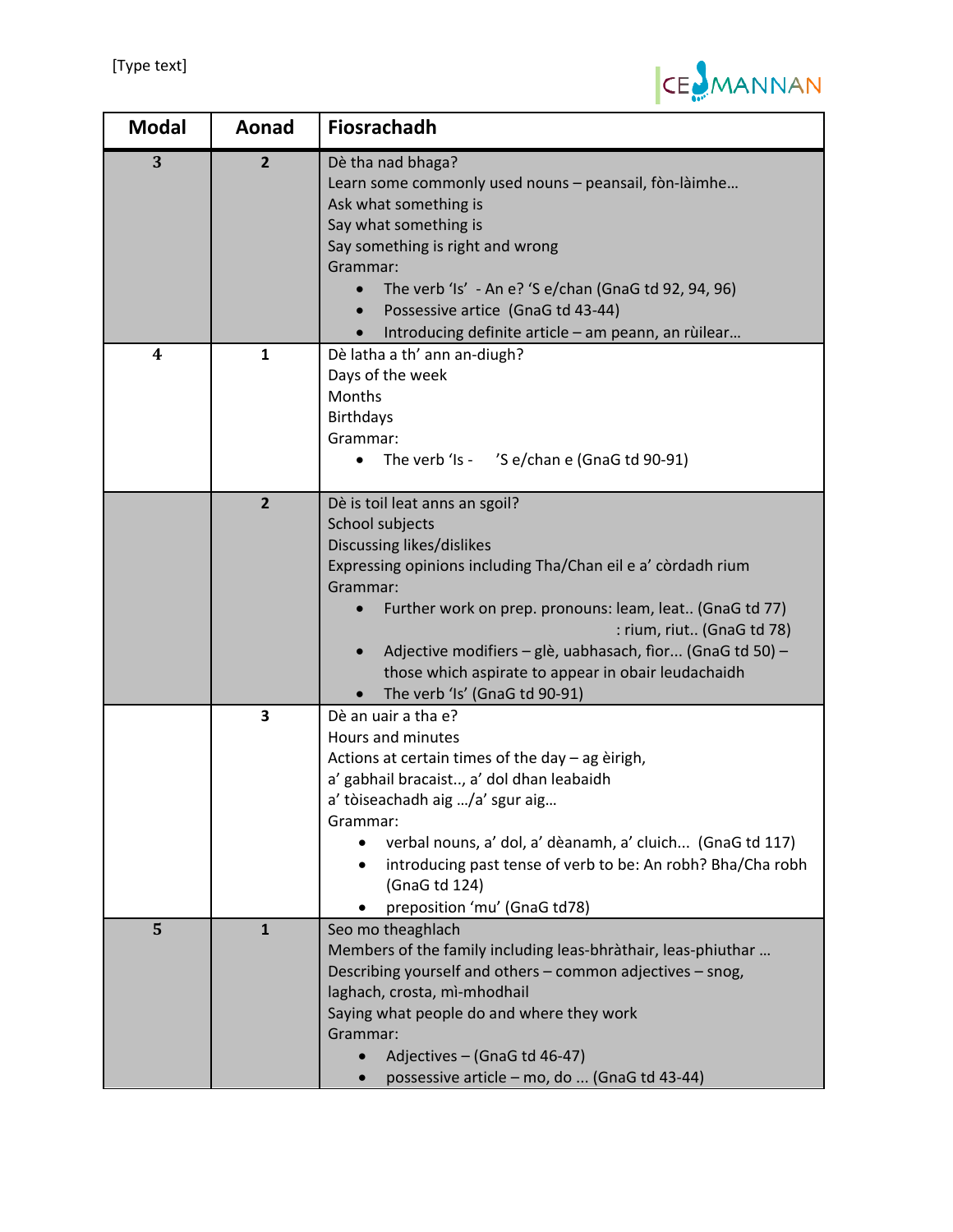| Modal | Aonad | Fiosrachadh |
|---|---|---|
| 3 | 2 | Dè tha nad bhaga?<br>Learn some commonly used nouns – peansail, fòn-làimhe…<br>Ask what something is<br>Say what something is<br>Say something is right and wrong<br>Grammar:<br>• The verb 'Is' - An e? 'S e/chan (GnaG td 92, 94, 96)<br>• Possessive artice (GnaG td 43-44)<br>• Introducing definite article – am peann, an rùilear… |
| 4 | 1 | Dè latha a th' ann an-diugh?<br>Days of the week<br>Months<br>Birthdays<br>Grammar:<br>• The verb 'Is - 'S e/chan e (GnaG td 90-91) |
| | 2 | Dè is toil leat anns an sgoil?<br>School subjects<br>Discussing likes/dislikes<br>Expressing opinions including Tha/Chan eil e a' còrdadh rium<br>Grammar:<br>• Further work on prep. pronouns: leam, leat.. (GnaG td 77)<br>: rium, riut.. (GnaG td 78)<br>• Adjective modifiers – glè, uabhasach, fìor... (GnaG td 50) – those which aspirate to appear in obair leudachaidh<br>• The verb 'Is' (GnaG td 90-91) |
| | 3 | Dè an uair a tha e?<br>Hours and minutes<br>Actions at certain times of the day – ag èirigh,<br>a' gabhail bracaist.., a' dol dhan leabaidh<br>a' tòiseachadh aig …/a' sgur aig…<br>Grammar:<br>• verbal nouns, a' dol, a' dèanamh, a' cluich... (GnaG td 117)<br>• introducing past tense of verb to be: An robh? Bha/Cha robh (GnaG td 124)<br>• preposition 'mu' (GnaG td78) |
| 5 | 1 | Seo mo theaghlach<br>Members of the family including leas-bhràthair, leas-phiuthar …<br>Describing yourself and others – common adjectives – snog, laghach, crosta, mì-mhodhail<br>Saying what people do and where they work<br>Grammar:<br>• Adjectives – (GnaG td 46-47)<br>• possessive article – mo, do ... (GnaG td 43-44) |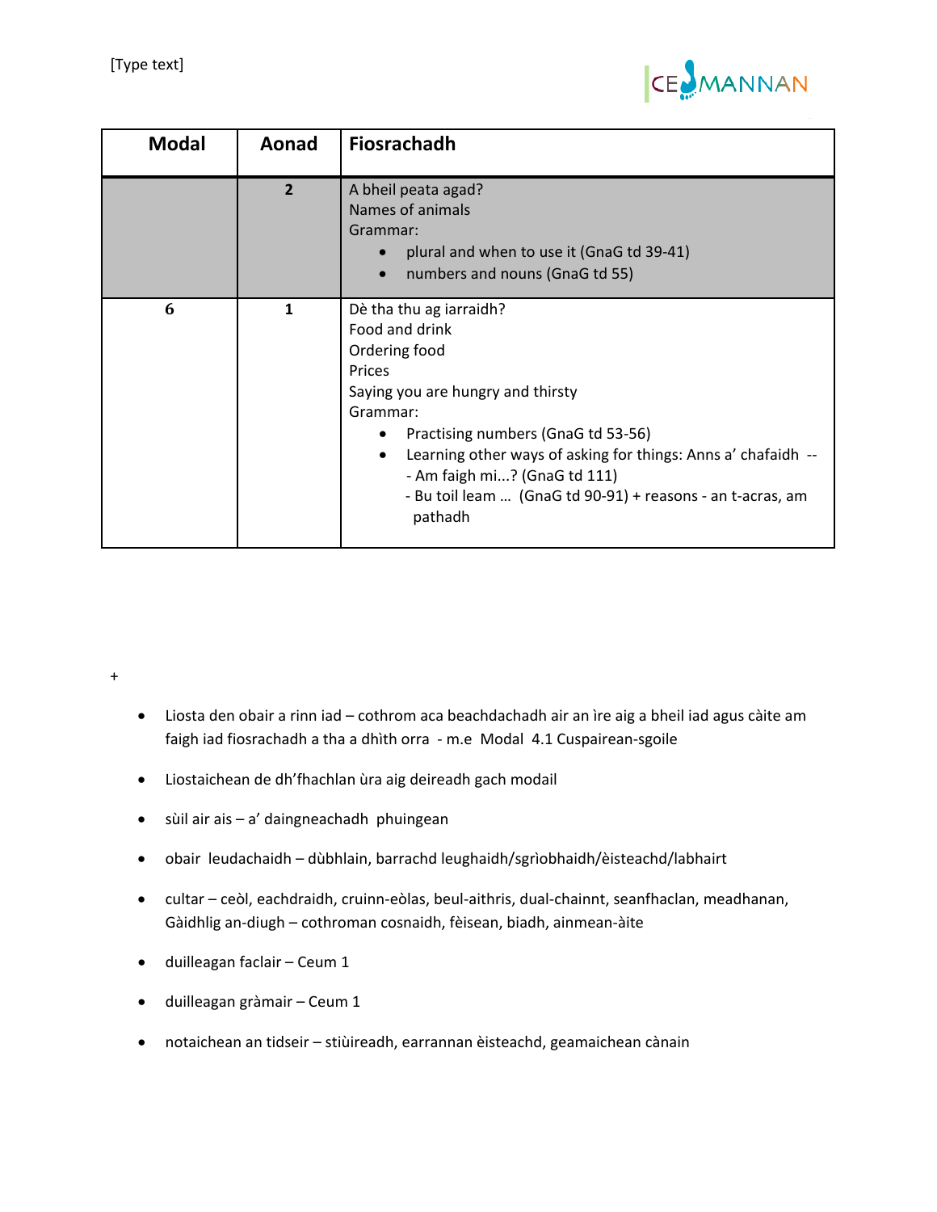| Modal | Aonad | Fiosrachadh |
|---|---|---|
| | **2** | A bheil peata agad?<br>Names of animals<br>Grammar:<br>• plural and when to use it (GnaG td 39-41)<br>• numbers and nouns (GnaG td 55) |
| **6** | **1** | Dè tha thu ag iarraidh?<br>Food and drink<br>Ordering food<br>Prices<br>Saying you are hungry and thirsty<br>Grammar:<br>• Practising numbers (GnaG td 53-56)<br>• Learning other ways of asking for things: Anns a' chafaidh --<br>- Am faigh mi...? (GnaG td 111)<br>- Bu toil leam … (GnaG td 90-91) + reasons - an t-acras, am pathadh |

+

- Liosta den obair a rinn iad – cothrom aca beachdachadh air an ìre aig a bheil iad agus càite am faigh iad fiosrachadh a tha a dhìth orra - m.e Modal 4.1 Cuspairean-sgoile
- Liostaichean de dh'fhachlan ùra aig deireadh gach modail
- sùil air ais – a' daingneachadh phuingean
- obair leudachaidh – dùbhlain, barrachd leughaidh/sgrìobhaidh/èisteachd/labhairt
- cultar – ceòl, eachdraidh, cruinn-eòlas, beul-aithris, dual-chainnt, seanfhaclan, meadhanan, Gàidhlig an-diugh – cothroman cosnaidh, fèisean, biadh, ainmean-àite
- duilleagan faclair – Ceum 1
- duilleagan gràmair – Ceum 1
- notaichean an tidseir – stiùireadh, earrannan èisteachd, geamaichean cànain